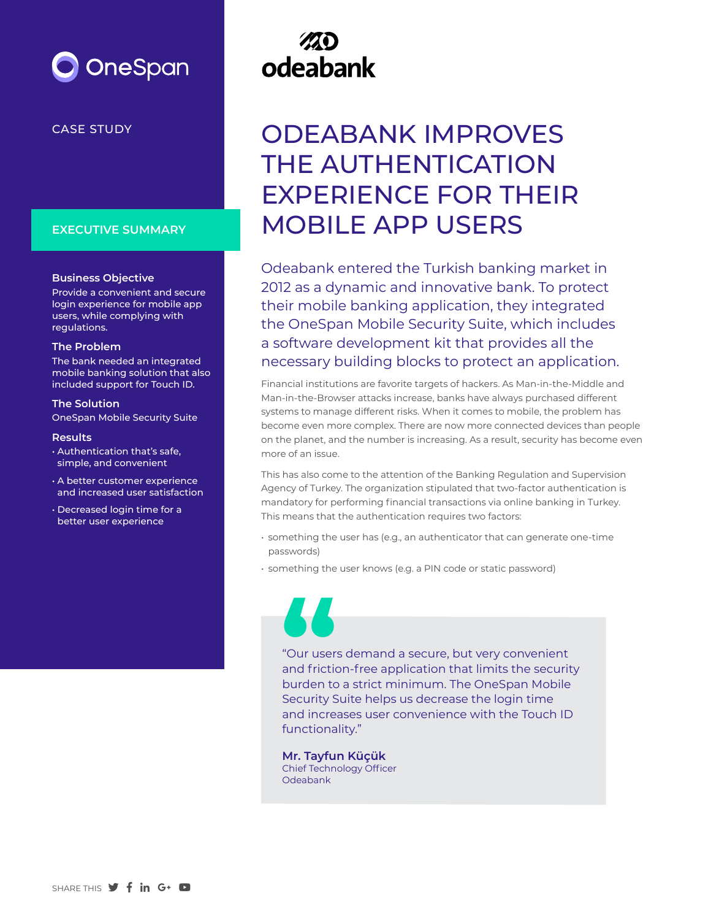OneSpan

CASE STUDY

odeabank

# ODEABANK IMPROVES THE AUTHENTICATION EXPERIENCE FOR THEIR MOBILE APP USERS

## EXECUTIVE SUMMARY

**Business Objective**
Provide a convenient and secure login experience for mobile app users, while complying with regulations.

**The Problem**
The bank needed an integrated mobile banking solution that also included support for Touch ID.

**The Solution**
OneSpan Mobile Security Suite

**Results**

- Authentication that's safe, simple, and convenient
- A better customer experience and increased user satisfaction
- Decreased login time for a better user experience

Odeabank entered the Turkish banking market in 2012 as a dynamic and innovative bank. To protect their mobile banking application, they integrated the OneSpan Mobile Security Suite, which includes a software development kit that provides all the necessary building blocks to protect an application.

Financial institutions are favorite targets of hackers. As Man-in-the-Middle and Man-in-the-Browser attacks increase, banks have always purchased different systems to manage different risks. When it comes to mobile, the problem has become even more complex. There are now more connected devices than people on the planet, and the number is increasing. As a result, security has become even more of an issue.

This has also come to the attention of the Banking Regulation and Supervision Agency of Turkey. The organization stipulated that two-factor authentication is mandatory for performing financial transactions via online banking in Turkey. This means that the authentication requires two factors:

- something the user has (e.g., an authenticator that can generate one-time passwords)
- something the user knows (e.g. a PIN code or static password)

> "Our users demand a secure, but very convenient and friction-free application that limits the security burden to a strict minimum. The OneSpan Mobile Security Suite helps us decrease the login time and increases user convenience with the Touch ID functionality."
>
> **Mr. Tayfun Küçük**
> Chief Technology Officer
> Odeabank

SHARE THIS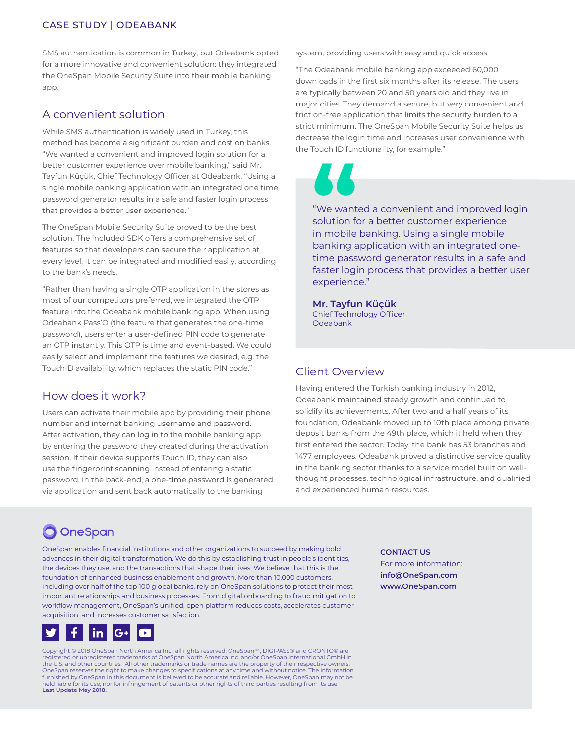SMS authentication is common in Turkey, but Odeabank opted for a more innovative and convenient solution: they integrated the OneSpan Mobile Security Suite into their mobile banking app.

## A convenient solution

While SMS authentication is widely used in Turkey, this method has become a significant burden and cost on banks. "We wanted a convenient and improved login solution for a better customer experience over mobile banking," said Mr. Tayfun Küçük, Chief Technology Officer at Odeabank. "Using a single mobile banking application with an integrated one time password generator results in a safe and faster login process that provides a better user experience."

The OneSpan Mobile Security Suite proved to be the best solution. The included SDK offers a comprehensive set of features so that developers can secure their application at every level. It can be integrated and modified easily, according to the bank's needs.

"Rather than having a single OTP application in the stores as most of our competitors preferred, we integrated the OTP feature into the Odeabank mobile banking app. When using Odeabank Pass'O (the feature that generates the one-time password), users enter a user-defined PIN code to generate an OTP instantly. This OTP is time and event-based. We could easily select and implement the features we desired, e.g. the TouchID availability, which replaces the static PIN code."

## How does it work?

Users can activate their mobile app by providing their phone number and internet banking username and password. After activation, they can log in to the mobile banking app by entering the password they created during the activation session. If their device supports Touch ID, they can also use the fingerprint scanning instead of entering a static password. In the back-end, a one-time password is generated via application and sent back automatically to the banking system, providing users with easy and quick access.

"The Odeabank mobile banking app exceeded 60,000 downloads in the first six months after its release. The users are typically between 20 and 50 years old and they live in major cities. They demand a secure, but very convenient and friction-free application that limits the security burden to a strict minimum. The OneSpan Mobile Security Suite helps us decrease the login time and increases user convenience with the Touch ID functionality, for example."

> "We wanted a convenient and improved login solution for a better customer experience in mobile banking. Using a single mobile banking application with an integrated one-time password generator results in a safe and faster login process that provides a better user experience."
>
> **Mr. Tayfun Küçük**
> Chief Technology Officer
> Odeabank

## Client Overview

Having entered the Turkish banking industry in 2012, Odeabank maintained steady growth and continued to solidify its achievements. After two and a half years of its foundation, Odeabank moved up to 10th place among private deposit banks from the 49th place, which it held when they first entered the sector. Today, the bank has 53 branches and 1477 employees. Odeabank proved a distinctive service quality in the banking sector thanks to a service model built on well-thought processes, technological infrastructure, and qualified and experienced human resources.

## OneSpan

OneSpan enables financial institutions and other organizations to succeed by making bold advances in their digital transformation. We do this by establishing trust in people's identities, the devices they use, and the transactions that shape their lives. We believe that this is the foundation of enhanced business enablement and growth. More than 10,000 customers, including over half of the top 100 global banks, rely on OneSpan solutions to protect their most important relationships and business processes. From digital onboarding to fraud mitigation to workflow management, OneSpan's unified, open platform reduces costs, accelerates customer acquisition, and increases customer satisfaction.

**CONTACT US**
For more information:
**info@OneSpan.com**
**www.OneSpan.com**

Copyright © 2018 OneSpan North America Inc., all rights reserved. OneSpan™, DIGIPASS® and CRONTO® are registered or unregistered trademarks of OneSpan North America Inc. and/or OneSpan International GmbH in the U.S. and other countries. All other trademarks or trade names are the property of their respective owners. OneSpan reserves the right to make changes to specifications at any time and without notice. The information furnished by OneSpan in this document is believed to be accurate and reliable. However, OneSpan may not be held liable for its use, nor for infringement of patents or other rights of third parties resulting from its use.
**Last Update May 2018.**